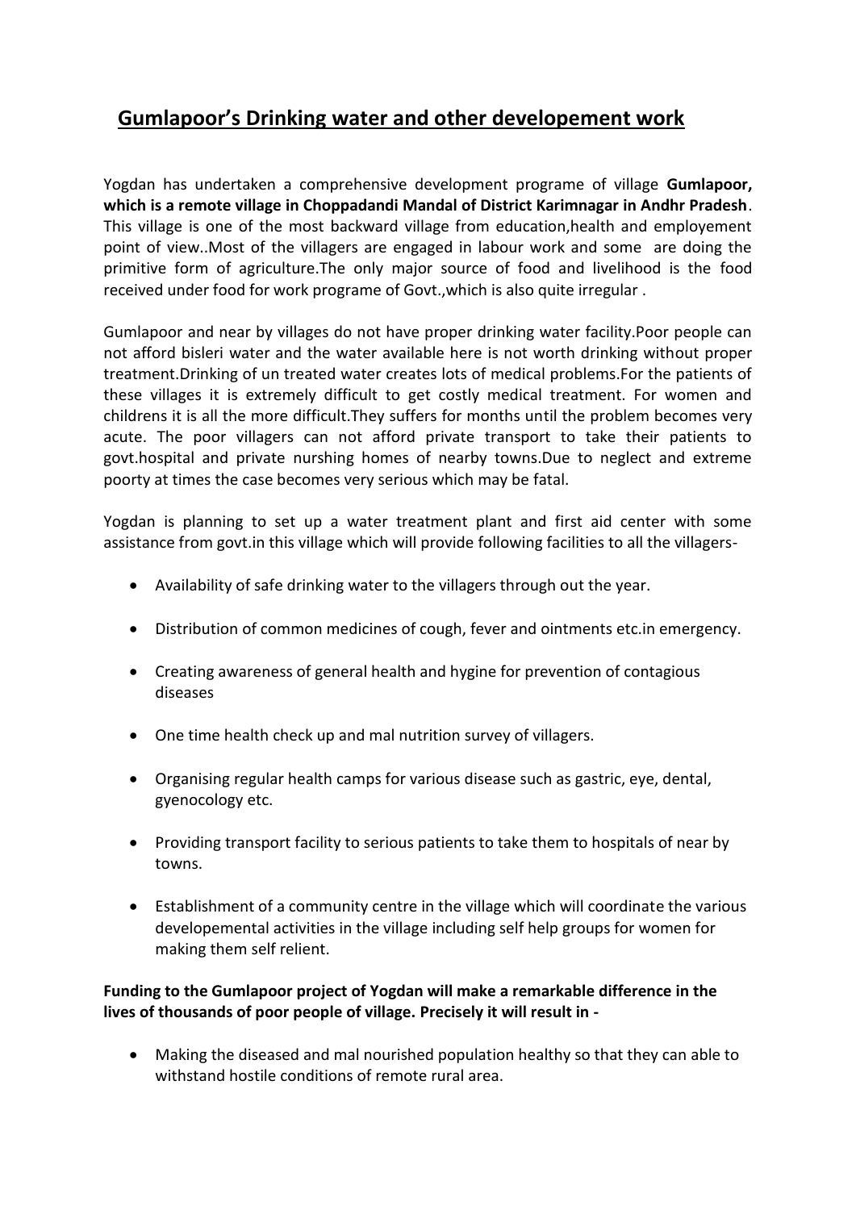# Gumlapoor's Drinking water and other developement work

Yogdan has undertaken a comprehensive development programe of village **Gumlapoor, which is a remote village in Choppadandi Mandal of District Karimnagar in Andhr Pradesh**. This village is one of the most backward village from education,health and employement point of view..Most of the villagers are engaged in labour work and some are doing the primitive form of agriculture.The only major source of food and livelihood is the food received under food for work programe of Govt.,which is also quite irregular .

Gumlapoor and near by villages do not have proper drinking water facility.Poor people can not afford bisleri water and the water available here is not worth drinking without proper treatment.Drinking of un treated water creates lots of medical problems.For the patients of these villages it is extremely difficult to get costly medical treatment. For women and childrens it is all the more difficult.They suffers for months until the problem becomes very acute. The poor villagers can not afford private transport to take their patients to govt.hospital and private nurshing homes of nearby towns.Due to neglect and extreme poorty at times the case becomes very serious which may be fatal.

Yogdan is planning to set up a water treatment plant and first aid center with some assistance from govt.in this village which will provide following facilities to all the villagers-

- Availability of safe drinking water to the villagers through out the year.
- Distribution of common medicines of cough, fever and ointments etc.in emergency.
- Creating awareness of general health and hygine for prevention of contagious diseases
- One time health check up and mal nutrition survey of villagers.
- Organising regular health camps for various disease such as gastric, eye, dental, gyenocology etc.
- Providing transport facility to serious patients to take them to hospitals of near by towns.
- Establishment of a community centre in the village which will coordinate the various developemental activities in the village including self help groups for women for making them self relient.

**Funding to the Gumlapoor project of Yogdan will make a remarkable difference in the lives of thousands of poor people of village. Precisely it will result in -**

- Making the diseased and mal nourished population healthy so that they can able to withstand hostile conditions of remote rural area.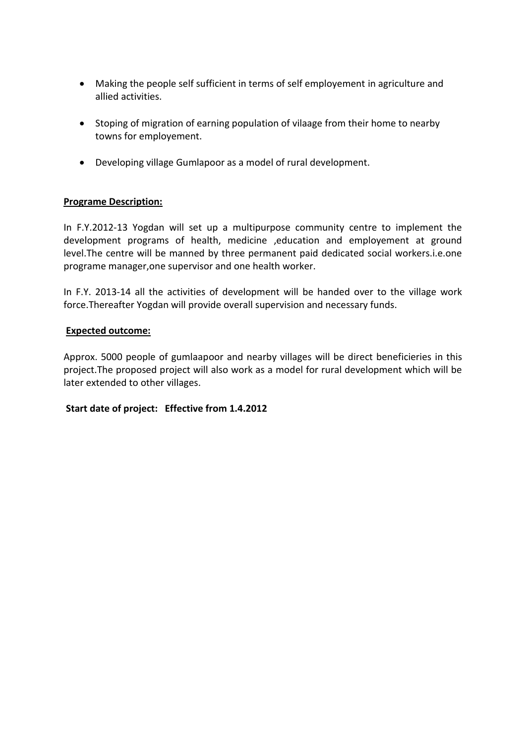- Making the people self sufficient in terms of self employement in agriculture and allied activities.
- Stoping of migration of earning population of vilaage from their home to nearby towns for employement.
- Developing village Gumlapoor as a model of rural development.

**Programe Description:**

In F.Y.2012-13 Yogdan will set up a multipurpose community centre to implement the development programs of health, medicine ,education and employement at ground level.The centre will be manned by three permanent paid dedicated social workers.i.e.one programe manager,one supervisor and one health worker.

In F.Y. 2013-14 all the activities of development will be handed over to the village work force.Thereafter Yogdan will provide overall supervision and necessary funds.

**Expected outcome:**

Approx. 5000 people of gumlaapoor and nearby villages will be direct beneficieries in this project.The proposed project will also work as a model for rural development which will be later extended to other villages.

**Start date of project: Effective from 1.4.2012**